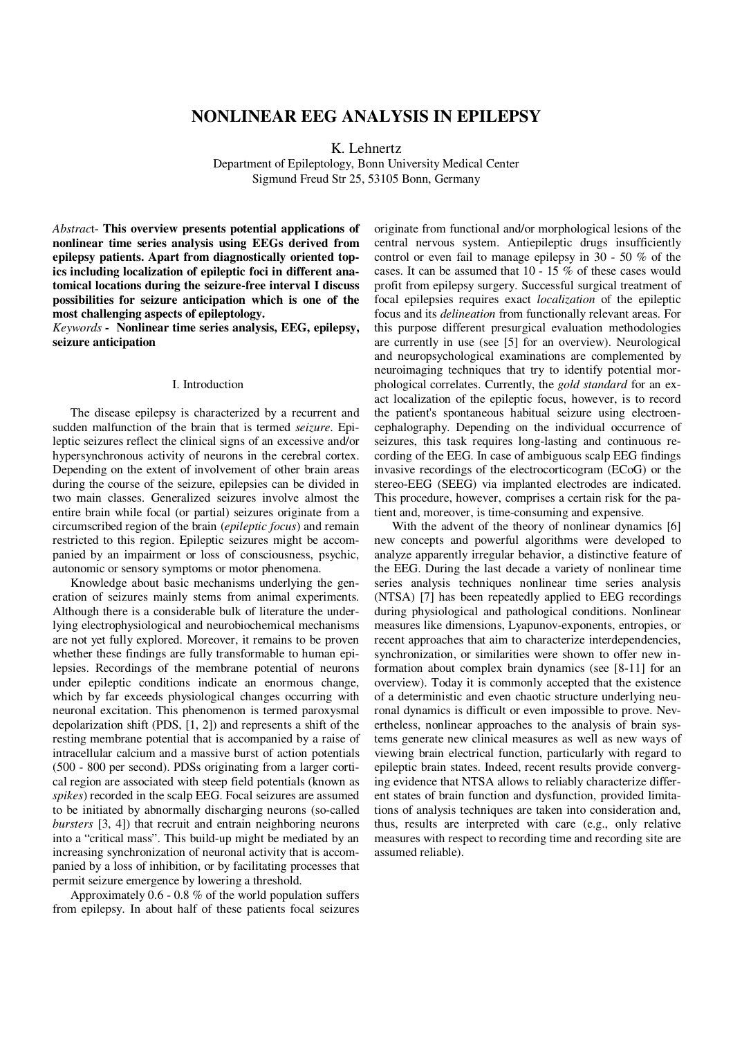# NONLINEAR EEG ANALYSIS IN EPILEPSY

K. Lehnertz

Department of Epileptology, Bonn University Medical Center
Sigmund Freud Str 25, 53105 Bonn, Germany

*Abstract*- **This overview presents potential applications of nonlinear time series analysis using EEGs derived from epilepsy patients. Apart from diagnostically oriented topics including localization of epileptic foci in different anatomical locations during the seizure-free interval I discuss possibilities for seizure anticipation which is one of the most challenging aspects of epileptology.**

*Keywords* **- Nonlinear time series analysis, EEG, epilepsy, seizure anticipation**

## I. Introduction

The disease epilepsy is characterized by a recurrent and sudden malfunction of the brain that is termed *seizure*. Epileptic seizures reflect the clinical signs of an excessive and/or hypersynchronous activity of neurons in the cerebral cortex. Depending on the extent of involvement of other brain areas during the course of the seizure, epilepsies can be divided in two main classes. Generalized seizures involve almost the entire brain while focal (or partial) seizures originate from a circumscribed region of the brain (*epileptic focus*) and remain restricted to this region. Epileptic seizures might be accompanied by an impairment or loss of consciousness, psychic, autonomic or sensory symptoms or motor phenomena.

Knowledge about basic mechanisms underlying the generation of seizures mainly stems from animal experiments. Although there is a considerable bulk of literature the underlying electrophysiological and neurobiochemical mechanisms are not yet fully explored. Moreover, it remains to be proven whether these findings are fully transformable to human epilepsies. Recordings of the membrane potential of neurons under epileptic conditions indicate an enormous change, which by far exceeds physiological changes occurring with neuronal excitation. This phenomenon is termed paroxysmal depolarization shift (PDS, [1, 2]) and represents a shift of the resting membrane potential that is accompanied by a raise of intracellular calcium and a massive burst of action potentials (500 - 800 per second). PDSs originating from a larger cortical region are associated with steep field potentials (known as *spikes*) recorded in the scalp EEG. Focal seizures are assumed to be initiated by abnormally discharging neurons (so-called *bursters* [3, 4]) that recruit and entrain neighboring neurons into a "critical mass". This build-up might be mediated by an increasing synchronization of neuronal activity that is accompanied by a loss of inhibition, or by facilitating processes that permit seizure emergence by lowering a threshold.

Approximately 0.6 - 0.8 % of the world population suffers from epilepsy. In about half of these patients focal seizures originate from functional and/or morphological lesions of the central nervous system. Antiepileptic drugs insufficiently control or even fail to manage epilepsy in 30 - 50 % of the cases. It can be assumed that 10 - 15 % of these cases would profit from epilepsy surgery. Successful surgical treatment of focal epilepsies requires exact *localization* of the epileptic focus and its *delineation* from functionally relevant areas. For this purpose different presurgical evaluation methodologies are currently in use (see [5] for an overview). Neurological and neuropsychological examinations are complemented by neuroimaging techniques that try to identify potential morphological correlates. Currently, the *gold standard* for an exact localization of the epileptic focus, however, is to record the patient's spontaneous habitual seizure using electroencephalography. Depending on the individual occurrence of seizures, this task requires long-lasting and continuous recording of the EEG. In case of ambiguous scalp EEG findings invasive recordings of the electrocorticogram (ECoG) or the stereo-EEG (SEEG) via implanted electrodes are indicated. This procedure, however, comprises a certain risk for the patient and, moreover, is time-consuming and expensive.

With the advent of the theory of nonlinear dynamics [6] new concepts and powerful algorithms were developed to analyze apparently irregular behavior, a distinctive feature of the EEG. During the last decade a variety of nonlinear time series analysis techniques nonlinear time series analysis (NTSA) [7] has been repeatedly applied to EEG recordings during physiological and pathological conditions. Nonlinear measures like dimensions, Lyapunov-exponents, entropies, or recent approaches that aim to characterize interdependencies, synchronization, or similarities were shown to offer new information about complex brain dynamics (see [8-11] for an overview). Today it is commonly accepted that the existence of a deterministic and even chaotic structure underlying neuronal dynamics is difficult or even impossible to prove. Nevertheless, nonlinear approaches to the analysis of brain systems generate new clinical measures as well as new ways of viewing brain electrical function, particularly with regard to epileptic brain states. Indeed, recent results provide converging evidence that NTSA allows to reliably characterize different states of brain function and dysfunction, provided limitations of analysis techniques are taken into consideration and, thus, results are interpreted with care (e.g., only relative measures with respect to recording time and recording site are assumed reliable).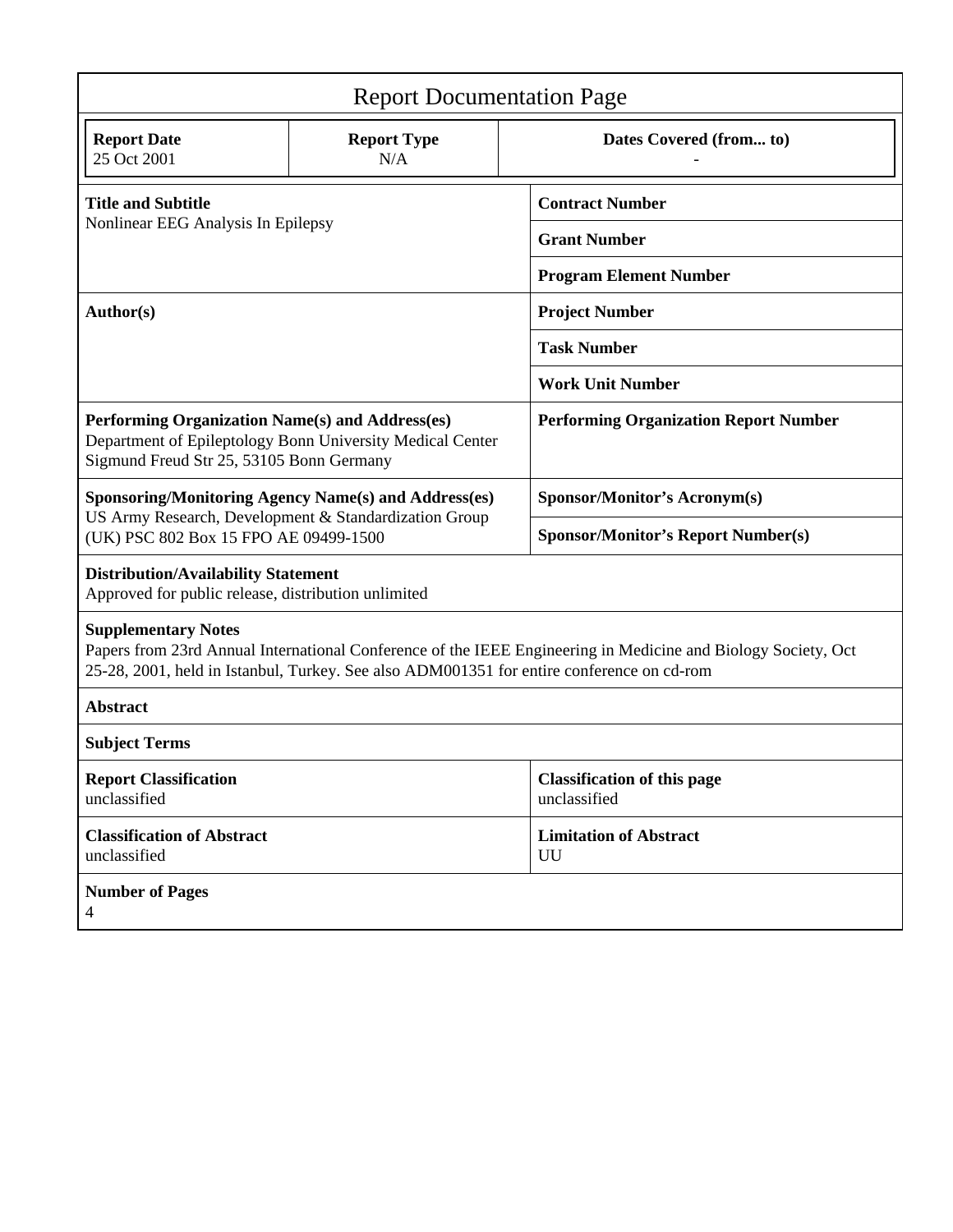# Report Documentation Page

| Report Date | Report Type | Dates Covered (from... to) |
|---|---|---|
| 25 Oct 2001 | N/A | - |

| | |
|---|---|
| **Title and Subtitle**<br>Nonlinear EEG Analysis In Epilepsy | **Contract Number** |
| | **Grant Number** |
| | **Program Element Number** |
| **Author(s)** | **Project Number** |
| | **Task Number** |
| | **Work Unit Number** |
| **Performing Organization Name(s) and Address(es)**<br>Department of Epileptology Bonn University Medical Center Sigmund Freud Str 25, 53105 Bonn Germany | **Performing Organization Report Number** |
| **Sponsoring/Monitoring Agency Name(s) and Address(es)**<br>US Army Research, Development & Standardization Group (UK) PSC 802 Box 15 FPO AE 09499-1500 | **Sponsor/Monitor's Acronym(s)** |
| | **Sponsor/Monitor's Report Number(s)** |

**Distribution/Availability Statement**
Approved for public release, distribution unlimited

**Supplementary Notes**
Papers from 23rd Annual International Conference of the IEEE Engineering in Medicine and Biology Society, Oct 25-28, 2001, held in Istanbul, Turkey. See also ADM001351 for entire conference on cd-rom

**Abstract**

**Subject Terms**

| | |
|---|---|
| **Report Classification**<br>unclassified | **Classification of this page**<br>unclassified |
| **Classification of Abstract**<br>unclassified | **Limitation of Abstract**<br>UU |

**Number of Pages**
4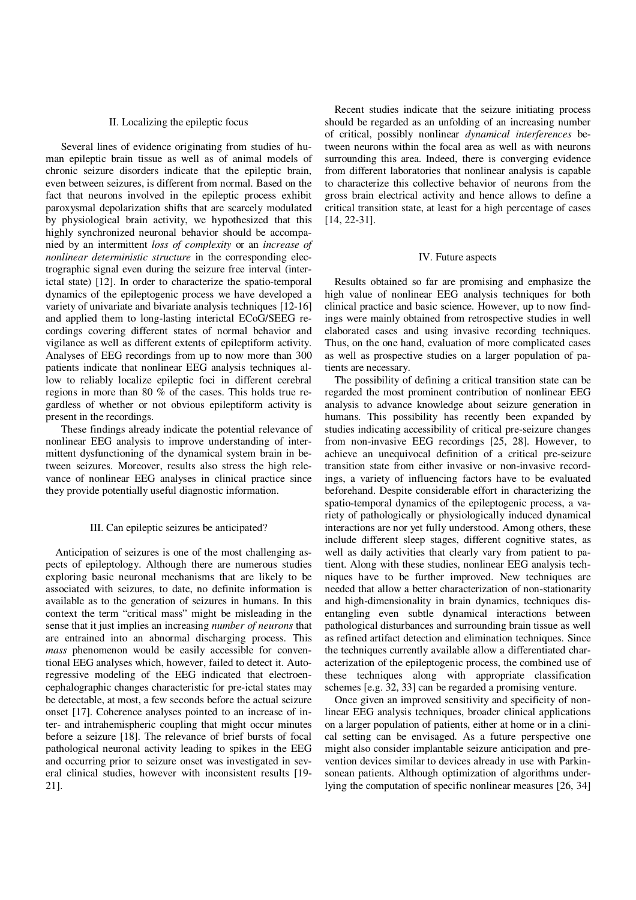## II. Localizing the epileptic focus

Several lines of evidence originating from studies of human epileptic brain tissue as well as of animal models of chronic seizure disorders indicate that the epileptic brain, even between seizures, is different from normal. Based on the fact that neurons involved in the epileptic process exhibit paroxysmal depolarization shifts that are scarcely modulated by physiological brain activity, we hypothesized that this highly synchronized neuronal behavior should be accompanied by an intermittent *loss of complexity* or an *increase of nonlinear deterministic structure* in the corresponding electrographic signal even during the seizure free interval (interictal state) [12]. In order to characterize the spatio-temporal dynamics of the epileptogenic process we have developed a variety of univariate and bivariate analysis techniques [12-16] and applied them to long-lasting interictal ECoG/SEEG recordings covering different states of normal behavior and vigilance as well as different extents of epileptiform activity. Analyses of EEG recordings from up to now more than 300 patients indicate that nonlinear EEG analysis techniques allow to reliably localize epileptic foci in different cerebral regions in more than 80 % of the cases. This holds true regardless of whether or not obvious epileptiform activity is present in the recordings.

These findings already indicate the potential relevance of nonlinear EEG analysis to improve understanding of intermittent dysfunctioning of the dynamical system brain in between seizures. Moreover, results also stress the high relevance of nonlinear EEG analyses in clinical practice since they provide potentially useful diagnostic information.

## III. Can epileptic seizures be anticipated?

Anticipation of seizures is one of the most challenging aspects of epileptology. Although there are numerous studies exploring basic neuronal mechanisms that are likely to be associated with seizures, to date, no definite information is available as to the generation of seizures in humans. In this context the term "critical mass" might be misleading in the sense that it just implies an increasing *number of neurons* that are entrained into an abnormal discharging process. This *mass* phenomenon would be easily accessible for conventional EEG analyses which, however, failed to detect it. Autoregressive modeling of the EEG indicated that electroencephalographic changes characteristic for pre-ictal states may be detectable, at most, a few seconds before the actual seizure onset [17]. Coherence analyses pointed to an increase of inter- and intrahemispheric coupling that might occur minutes before a seizure [18]. The relevance of brief bursts of focal pathological neuronal activity leading to spikes in the EEG and occurring prior to seizure onset was investigated in several clinical studies, however with inconsistent results [19-21].

Recent studies indicate that the seizure initiating process should be regarded as an unfolding of an increasing number of critical, possibly nonlinear *dynamical interferences* between neurons within the focal area as well as with neurons surrounding this area. Indeed, there is converging evidence from different laboratories that nonlinear analysis is capable to characterize this collective behavior of neurons from the gross brain electrical activity and hence allows to define a critical transition state, at least for a high percentage of cases [14, 22-31].

## IV. Future aspects

Results obtained so far are promising and emphasize the high value of nonlinear EEG analysis techniques for both clinical practice and basic science. However, up to now findings were mainly obtained from retrospective studies in well elaborated cases and using invasive recording techniques. Thus, on the one hand, evaluation of more complicated cases as well as prospective studies on a larger population of patients are necessary.

The possibility of defining a critical transition state can be regarded the most prominent contribution of nonlinear EEG analysis to advance knowledge about seizure generation in humans. This possibility has recently been expanded by studies indicating accessibility of critical pre-seizure changes from non-invasive EEG recordings [25, 28]. However, to achieve an unequivocal definition of a critical pre-seizure transition state from either invasive or non-invasive recordings, a variety of influencing factors have to be evaluated beforehand. Despite considerable effort in characterizing the spatio-temporal dynamics of the epileptogenic process, a variety of pathologically or physiologically induced dynamical interactions are nor yet fully understood. Among others, these include different sleep stages, different cognitive states, as well as daily activities that clearly vary from patient to patient. Along with these studies, nonlinear EEG analysis techniques have to be further improved. New techniques are needed that allow a better characterization of non-stationarity and high-dimensionality in brain dynamics, techniques disentangling even subtle dynamical interactions between pathological disturbances and surrounding brain tissue as well as refined artifact detection and elimination techniques. Since the techniques currently available allow a differentiated characterization of the epileptogenic process, the combined use of these techniques along with appropriate classification schemes [e.g. 32, 33] can be regarded a promising venture.

Once given an improved sensitivity and specificity of nonlinear EEG analysis techniques, broader clinical applications on a larger population of patients, either at home or in a clinical setting can be envisaged. As a future perspective one might also consider implantable seizure anticipation and prevention devices similar to devices already in use with Parkinsonean patients. Although optimization of algorithms underlying the computation of specific nonlinear measures [26, 34]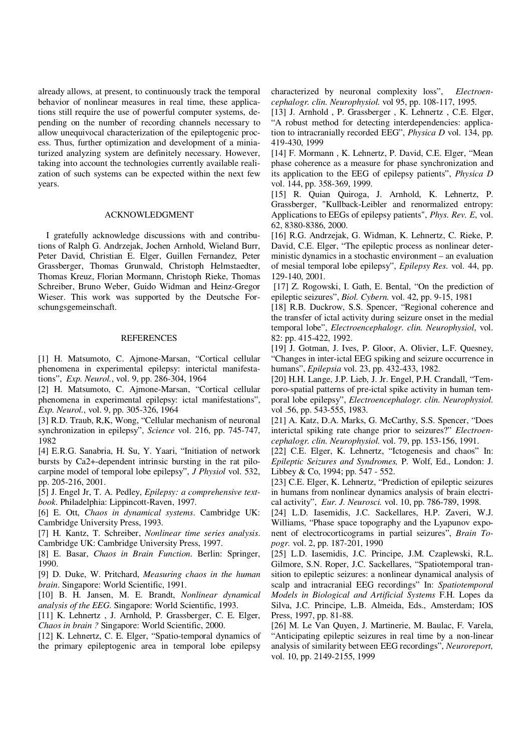already allows, at present, to continuously track the temporal behavior of nonlinear measures in real time, these applications still require the use of powerful computer systems, depending on the number of recording channels necessary to allow unequivocal characterization of the epileptogenic process. Thus, further optimization and development of a miniaturized analyzing system are definitely necessary. However, taking into account the technologies currently available realization of such systems can be expected within the next few years.

## ACKNOWLEDGMENT

I gratefully acknowledge discussions with and contributions of Ralph G. Andrzejak, Jochen Arnhold, Wieland Burr, Peter David, Christian E. Elger, Guillen Fernandez, Peter Grassberger, Thomas Grunwald, Christoph Helmstaedter, Thomas Kreuz, Florian Mormann, Christoph Rieke, Thomas Schreiber, Bruno Weber, Guido Widman and Heinz-Gregor Wieser. This work was supported by the Deutsche Forschungsgemeinschaft.

## REFERENCES

[1] H. Matsumoto, C. Ajmone-Marsan, "Cortical cellular phenomena in experimental epilepsy: interictal manifestations", *Exp. Neurol.*, vol. 9, pp. 286-304, 1964

[2] H. Matsumoto, C. Ajmone-Marsan, "Cortical cellular phenomena in experimental epilepsy: ictal manifestations", *Exp. Neurol.*, vol. 9, pp. 305-326, 1964

[3] R.D. Traub, R,K, Wong, "Cellular mechanism of neuronal synchronization in epilepsy", *Science* vol. 216, pp. 745-747, 1982

[4] E.R.G. Sanabria, H. Su, Y. Yaari, "Initiation of network bursts by Ca2+-dependent intrinsic bursting in the rat pilocarpine model of temporal lobe epilepsy", *J Physiol* vol. 532, pp. 205-216, 2001.

[5] J. Engel Jr, T. A. Pedley, *Epilepsy: a comprehensive textbook*. Philadelphia: Lippincott-Raven, 1997.

[6] E. Ott, *Chaos in dynamical systems*. Cambridge UK: Cambridge University Press, 1993.

[7] H. Kantz, T. Schreiber, *Nonlinear time series analysis*. Cambridge UK: Cambridge University Press, 1997.

[8] E. Basar, *Chaos in Brain Function*. Berlin: Springer, 1990.

[9] D. Duke, W. Pritchard, *Measuring chaos in the human brain*. Singapore: World Scientific, 1991.

[10] B. H. Jansen, M. E. Brandt, *Nonlinear dynamical analysis of the EEG*. Singapore: World Scientific, 1993.

[11] K. Lehnertz , J. Arnhold, P. Grassberger, C. E. Elger, *Chaos in brain ?* Singapore: World Scientific, 2000.

[12] K. Lehnertz, C. E. Elger, "Spatio-temporal dynamics of the primary epileptogenic area in temporal lobe epilepsy characterized by neuronal complexity loss", *Electroencephalogr. clin. Neurophysiol.* vol 95, pp. 108-117, 1995.

[13] J. Arnhold , P. Grassberger , K. Lehnertz , C.E. Elger, "A robust method for detecting interdependencies: application to intracranially recorded EEG", *Physica D* vol. 134, pp. 419-430, 1999

[14] F. Mormann , K. Lehnertz, P. David, C.E. Elger, "Mean phase coherence as a measure for phase synchronization and its application to the EEG of epilepsy patients", *Physica D* vol. 144, pp. 358-369, 1999.

[15] R. Quian Quiroga, J. Arnhold, K. Lehnertz, P. Grassberger, "Kullback-Leibler and renormalized entropy: Applications to EEGs of epilepsy patients", *Phys. Rev. E*, vol. 62, 8380-8386, 2000.

[16] R.G. Andrzejak, G. Widman, K. Lehnertz, C. Rieke, P. David, C.E. Elger, "The epileptic process as nonlinear deterministic dynamics in a stochastic environment – an evaluation of mesial temporal lobe epilepsy", *Epilepsy Res.* vol. 44, pp. 129-140, 2001.

[17] Z. Rogowski, I. Gath, E. Bental, "On the prediction of epileptic seizures", *Biol. Cybern.* vol. 42, pp. 9-15, 1981

[18] R.B. Duckrow, S.S. Spencer, "Regional coherence and the transfer of ictal activity during seizure onset in the medial temporal lobe", *Electroencephalogr. clin. Neurophysiol*, vol. 82: pp. 415-422, 1992.

[19] J. Gotman, J. Ives, P. Gloor, A. Olivier, L.F. Quesney, "Changes in inter-ictal EEG spiking and seizure occurrence in humans", *Epilepsia* vol. 23, pp. 432-433, 1982.

[20] H.H. Lange, J.P. Lieb, J. Jr. Engel, P.H. Crandall, "Temporo-spatial patterns of pre-ictal spike activity in human temporal lobe epilepsy", *Electroencephalogr. clin. Neurophysiol.* vol .56, pp. 543-555, 1983.

[21] A. Katz, D.A. Marks, G. McCarthy, S.S. Spencer, "Does interictal spiking rate change prior to seizures?" *Electroencephalogr. clin. Neurophysiol.* vol. 79, pp. 153-156, 1991.

[22] C.E. Elger, K. Lehnertz, "Ictogenesis and chaos" In: *Epileptic Seizures and Syndromes,* P. Wolf, Ed., London: J. Libbey & Co, 1994; pp. 547 - 552.

[23] C.E. Elger, K. Lehnertz, "Prediction of epileptic seizures in humans from nonlinear dynamics analysis of brain electrical activity", *Eur. J. Neurosci.* vol. 10, pp. 786-789, 1998.

[24] L.D. Iasemidis, J.C. Sackellares, H.P. Zaveri, W.J. Williams, "Phase space topography and the Lyapunov exponent of electrocorticograms in partial seizures", *Brain Topogr.* vol. 2, pp. 187-201, 1990

[25] L.D. Iasemidis, J.C. Principe, J.M. Czaplewski, R.L. Gilmore, S.N. Roper, J.C. Sackellares, "Spatiotemporal transition to epileptic seizures: a nonlinear dynamical analysis of scalp and intracranial EEG recordings" In: *Spatiotemporal Models in Biological and Artificial Systems* F.H. Lopes da Silva, J.C. Principe, L.B. Almeida, Eds., Amsterdam; IOS Press, 1997, pp. 81-88.

[26] M. Le Van Quyen, J. Martinerie, M. Baulac, F. Varela, "Anticipating epileptic seizures in real time by a non-linear analysis of similarity between EEG recordings", *Neuroreport,* vol. 10, pp. 2149-2155, 1999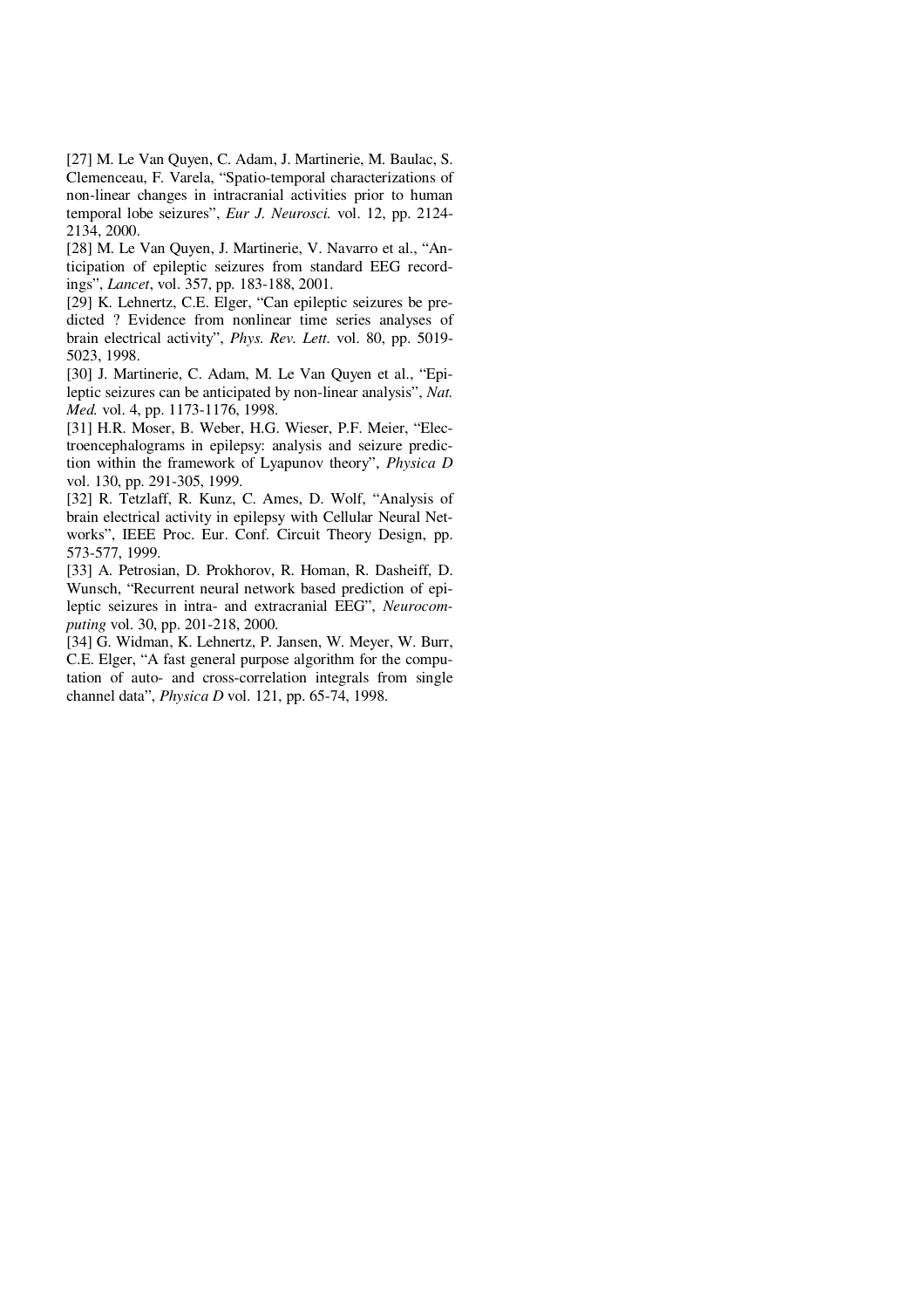[27] M. Le Van Quyen, C. Adam, J. Martinerie, M. Baulac, S. Clemenceau, F. Varela, "Spatio-temporal characterizations of non-linear changes in intracranial activities prior to human temporal lobe seizures", *Eur J. Neurosci.* vol. 12, pp. 2124-2134, 2000.

[28] M. Le Van Quyen, J. Martinerie, V. Navarro et al., "Anticipation of epileptic seizures from standard EEG recordings", *Lancet*, vol. 357, pp. 183-188, 2001.

[29] K. Lehnertz, C.E. Elger, "Can epileptic seizures be predicted ? Evidence from nonlinear time series analyses of brain electrical activity", *Phys. Rev. Lett.* vol. 80, pp. 5019-5023, 1998.

[30] J. Martinerie, C. Adam, M. Le Van Quyen et al., "Epileptic seizures can be anticipated by non-linear analysis", *Nat. Med.* vol. 4, pp. 1173-1176, 1998.

[31] H.R. Moser, B. Weber, H.G. Wieser, P.F. Meier, "Electroencephalograms in epilepsy: analysis and seizure prediction within the framework of Lyapunov theory", *Physica D* vol. 130, pp. 291-305, 1999.

[32] R. Tetzlaff, R. Kunz, C. Ames, D. Wolf, "Analysis of brain electrical activity in epilepsy with Cellular Neural Networks", IEEE Proc. Eur. Conf. Circuit Theory Design, pp. 573-577, 1999.

[33] A. Petrosian, D. Prokhorov, R. Homan, R. Dasheiff, D. Wunsch, "Recurrent neural network based prediction of epileptic seizures in intra- and extracranial EEG", *Neurocomputing* vol. 30, pp. 201-218, 2000.

[34] G. Widman, K. Lehnertz, P. Jansen, W. Meyer, W. Burr, C.E. Elger, "A fast general purpose algorithm for the computation of auto- and cross-correlation integrals from single channel data", *Physica D* vol. 121, pp. 65-74, 1998.